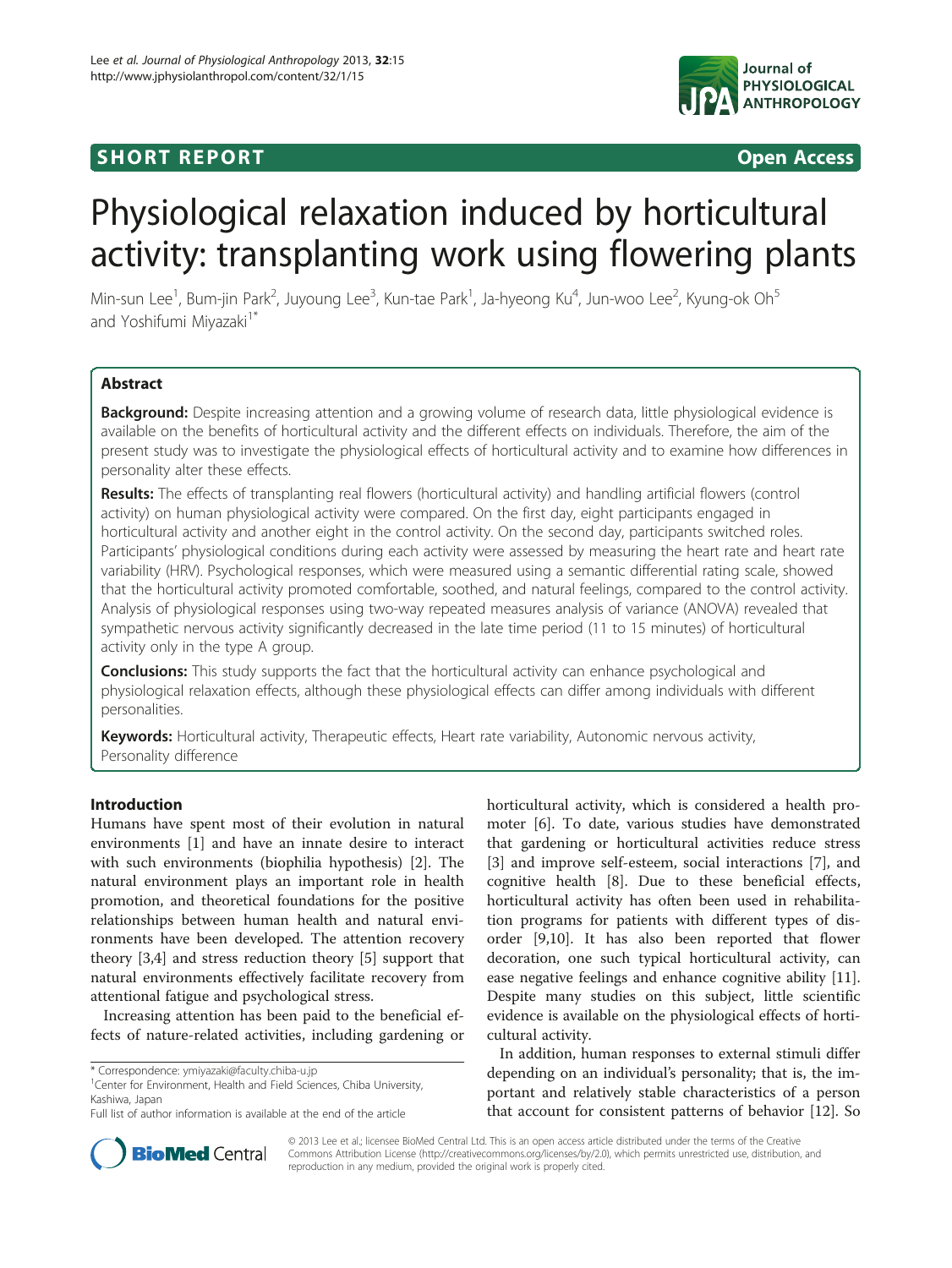SHORT REPORT **Open Access**

# Physiological relaxation induced by horticultural activity: transplanting work using flowering plants

Min-sun Lee[1], Bum-jin Park[2], Juyoung Lee[3], Kun-tae Park[1], Ja-hyeong Ku[4], Jun-woo Lee[2], Kyung-ok Oh[5] and Yoshifumi Miyazaki[1*]

## Abstract

**Background:** Despite increasing attention and a growing volume of research data, little physiological evidence is available on the benefits of horticultural activity and the different effects on individuals. Therefore, the aim of the present study was to investigate the physiological effects of horticultural activity and to examine how differences in personality alter these effects.

**Results:** The effects of transplanting real flowers (horticultural activity) and handling artificial flowers (control activity) on human physiological activity were compared. On the first day, eight participants engaged in horticultural activity and another eight in the control activity. On the second day, participants switched roles. Participants' physiological conditions during each activity were assessed by measuring the heart rate and heart rate variability (HRV). Psychological responses, which were measured using a semantic differential rating scale, showed that the horticultural activity promoted comfortable, soothed, and natural feelings, compared to the control activity. Analysis of physiological responses using two-way repeated measures analysis of variance (ANOVA) revealed that sympathetic nervous activity significantly decreased in the late time period (11 to 15 minutes) of horticultural activity only in the type A group.

**Conclusions:** This study supports the fact that the horticultural activity can enhance psychological and physiological relaxation effects, although these physiological effects can differ among individuals with different personalities.

**Keywords:** Horticultural activity, Therapeutic effects, Heart rate variability, Autonomic nervous activity, Personality difference

## Introduction

Humans have spent most of their evolution in natural environments [1] and have an innate desire to interact with such environments (biophilia hypothesis) [2]. The natural environment plays an important role in health promotion, and theoretical foundations for the positive relationships between human health and natural environments have been developed. The attention recovery theory [3,4] and stress reduction theory [5] support that natural environments effectively facilitate recovery from attentional fatigue and psychological stress.

Increasing attention has been paid to the beneficial effects of nature-related activities, including gardening or horticultural activity, which is considered a health promoter [6]. To date, various studies have demonstrated that gardening or horticultural activities reduce stress [3] and improve self-esteem, social interactions [7], and cognitive health [8]. Due to these beneficial effects, horticultural activity has often been used in rehabilitation programs for patients with different types of disorder [9,10]. It has also been reported that flower decoration, one such typical horticultural activity, can ease negative feelings and enhance cognitive ability [11]. Despite many studies on this subject, little scientific evidence is available on the physiological effects of horticultural activity.

In addition, human responses to external stimuli differ depending on an individual's personality; that is, the important and relatively stable characteristics of a person that account for consistent patterns of behavior [12]. So

\* Correspondence: ymiyazaki@faculty.chiba-u.jp
[1]Center for Environment, Health and Field Sciences, Chiba University, Kashiwa, Japan
Full list of author information is available at the end of the article

© 2013 Lee et al.; licensee BioMed Central Ltd. This is an open access article distributed under the terms of the Creative Commons Attribution License (http://creativecommons.org/licenses/by/2.0), which permits unrestricted use, distribution, and reproduction in any medium, provided the original work is properly cited.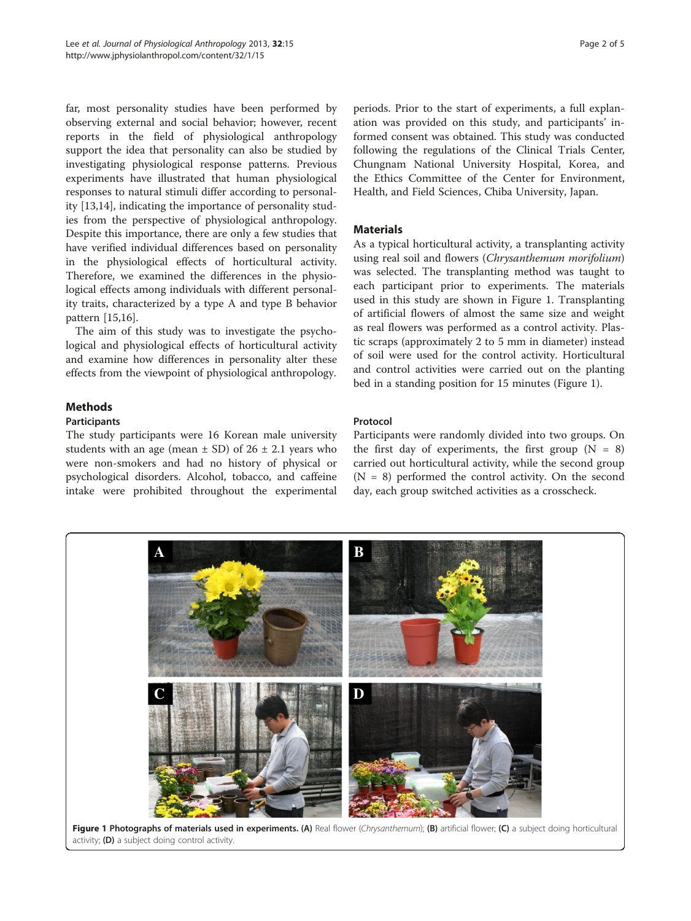far, most personality studies have been performed by observing external and social behavior; however, recent reports in the field of physiological anthropology support the idea that personality can also be studied by investigating physiological response patterns. Previous experiments have illustrated that human physiological responses to natural stimuli differ according to personality [13,14], indicating the importance of personality studies from the perspective of physiological anthropology. Despite this importance, there are only a few studies that have verified individual differences based on personality in the physiological effects of horticultural activity. Therefore, we examined the differences in the physiological effects among individuals with different personality traits, characterized by a type A and type B behavior pattern [15,16].

The aim of this study was to investigate the psychological and physiological effects of horticultural activity and examine how differences in personality alter these effects from the viewpoint of physiological anthropology.

## Methods

### Participants

The study participants were 16 Korean male university students with an age (mean ± SD) of 26 ± 2.1 years who were non-smokers and had no history of physical or psychological disorders. Alcohol, tobacco, and caffeine intake were prohibited throughout the experimental periods. Prior to the start of experiments, a full explanation was provided on this study, and participants' informed consent was obtained. This study was conducted following the regulations of the Clinical Trials Center, Chungnam National University Hospital, Korea, and the Ethics Committee of the Center for Environment, Health, and Field Sciences, Chiba University, Japan.

### Materials

As a typical horticultural activity, a transplanting activity using real soil and flowers (*Chrysanthemum morifolium*) was selected. The transplanting method was taught to each participant prior to experiments. The materials used in this study are shown in Figure 1. Transplanting of artificial flowers of almost the same size and weight as real flowers was performed as a control activity. Plastic scraps (approximately 2 to 5 mm in diameter) instead of soil were used for the control activity. Horticultural and control activities were carried out on the planting bed in a standing position for 15 minutes (Figure 1).

### Protocol

Participants were randomly divided into two groups. On the first day of experiments, the first group (N = 8) carried out horticultural activity, while the second group (N = 8) performed the control activity. On the second day, each group switched activities as a crosscheck.

**Figure 1 Photographs of materials used in experiments.** **(A)** Real flower (*Chrysanthemum*); **(B)** artificial flower; **(C)** a subject doing horticultural activity; **(D)** a subject doing control activity.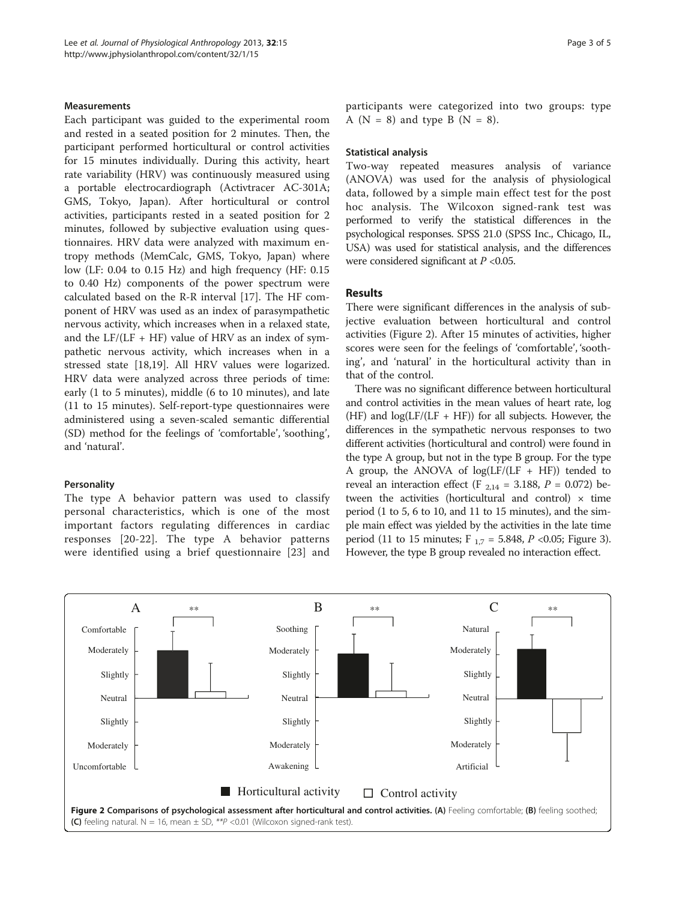### Measurements

Each participant was guided to the experimental room and rested in a seated position for 2 minutes. Then, the participant performed horticultural or control activities for 15 minutes individually. During this activity, heart rate variability (HRV) was continuously measured using a portable electrocardiograph (Activtracer AC-301A; GMS, Tokyo, Japan). After horticultural or control activities, participants rested in a seated position for 2 minutes, followed by subjective evaluation using questionnaires. HRV data were analyzed with maximum entropy methods (MemCalc, GMS, Tokyo, Japan) where low (LF: 0.04 to 0.15 Hz) and high frequency (HF: 0.15 to 0.40 Hz) components of the power spectrum were calculated based on the R-R interval [17]. The HF component of HRV was used as an index of parasympathetic nervous activity, which increases when in a relaxed state, and the LF/(LF + HF) value of HRV as an index of sympathetic nervous activity, which increases when in a stressed state [18,19]. All HRV values were logarized. HRV data were analyzed across three periods of time: early (1 to 5 minutes), middle (6 to 10 minutes), and late (11 to 15 minutes). Self-report-type questionnaires were administered using a seven-scaled semantic differential (SD) method for the feelings of 'comfortable', 'soothing', and 'natural'.

### Personality

The type A behavior pattern was used to classify personal characteristics, which is one of the most important factors regulating differences in cardiac responses [20-22]. The type A behavior patterns were identified using a brief questionnaire [23] and participants were categorized into two groups: type A (N = 8) and type B (N = 8).

### Statistical analysis

Two-way repeated measures analysis of variance (ANOVA) was used for the analysis of physiological data, followed by a simple main effect test for the post hoc analysis. The Wilcoxon signed-rank test was performed to verify the statistical differences in the psychological responses. SPSS 21.0 (SPSS Inc., Chicago, IL, USA) was used for statistical analysis, and the differences were considered significant at $P < 0.05$.

## Results

There were significant differences in the analysis of subjective evaluation between horticultural and control activities (Figure 2). After 15 minutes of activities, higher scores were seen for the feelings of 'comfortable', 'soothing', and 'natural' in the horticultural activity than in that of the control.

There was no significant difference between horticultural and control activities in the mean values of heart rate, log (HF) and log(LF/(LF + HF)) for all subjects. However, the differences in the sympathetic nervous responses to two different activities (horticultural and control) were found in the type A group, but not in the type B group. For the type A group, the ANOVA of log(LF/(LF + HF)) tended to reveal an interaction effect ($F_{2,14} = 3.188$, $P = 0.072$) between the activities (horticultural and control) × time period (1 to 5, 6 to 10, and 11 to 15 minutes), and the simple main effect was yielded by the activities in the late time period (11 to 15 minutes; $F_{1,7} = 5.848$, $P < 0.05$; Figure 3). However, the type B group revealed no interaction effect.

**Figure 2 Comparisons of psychological assessment after horticultural and control activities. (A)** Feeling comfortable; **(B)** feeling soothed; **(C)** feeling natural. N = 16, mean ± SD, $^{**}P < 0.01$ (Wilcoxon signed-rank test).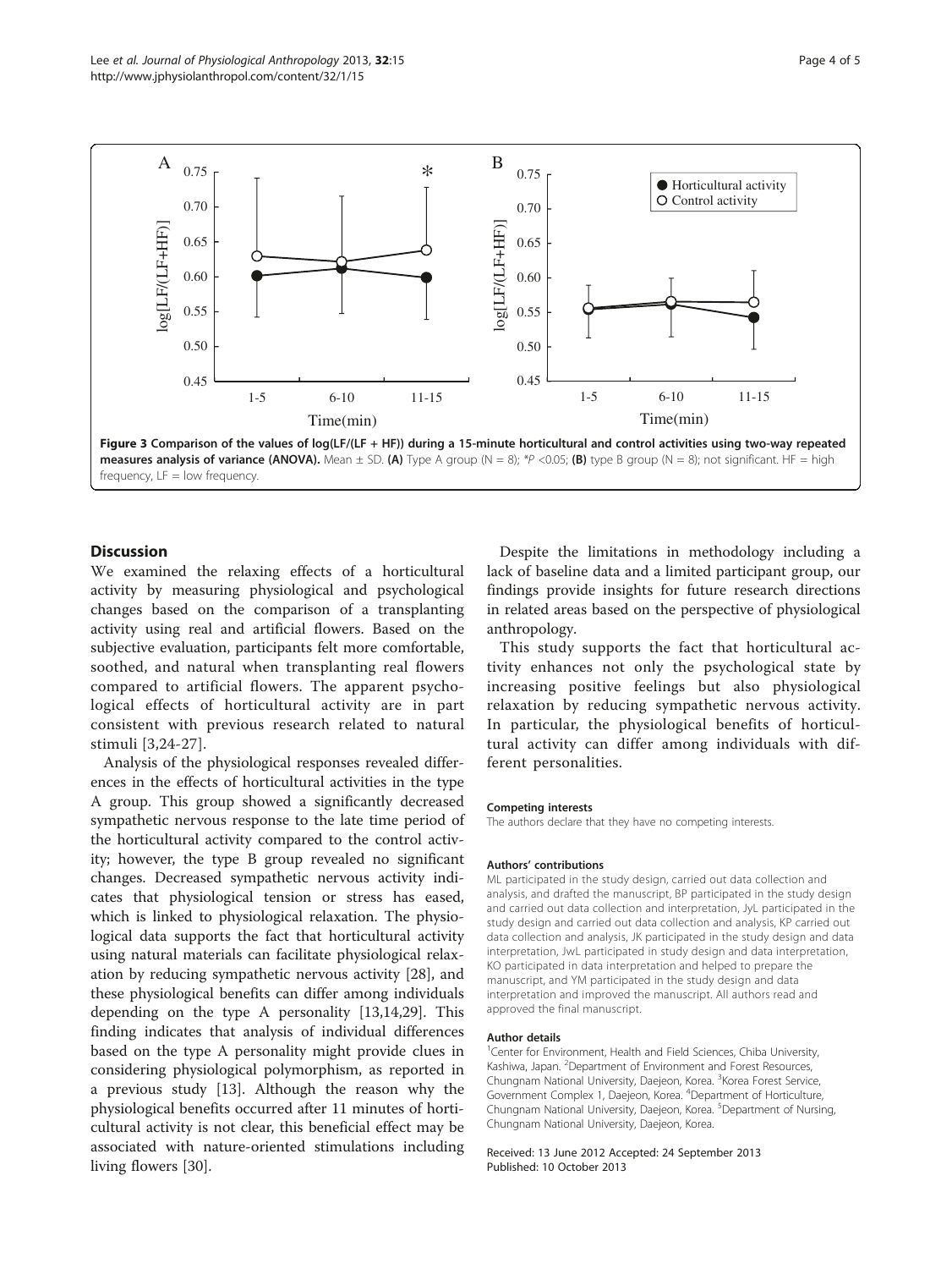**Figure 3 Comparison of the values of log(LF/(LF + HF)) during a 15-minute horticultural and control activities using two-way repeated measures analysis of variance (ANOVA).** Mean ± SD. **(A)** Type A group (N = 8); *P <0.05; **(B)** type B group (N = 8); not significant. HF = high frequency, LF = low frequency.

## Discussion

We examined the relaxing effects of a horticultural activity by measuring physiological and psychological changes based on the comparison of a transplanting activity using real and artificial flowers. Based on the subjective evaluation, participants felt more comfortable, soothed, and natural when transplanting real flowers compared to artificial flowers. The apparent psychological effects of horticultural activity are in part consistent with previous research related to natural stimuli [3,24-27].

Analysis of the physiological responses revealed differences in the effects of horticultural activities in the type A group. This group showed a significantly decreased sympathetic nervous response to the late time period of the horticultural activity compared to the control activity; however, the type B group revealed no significant changes. Decreased sympathetic nervous activity indicates that physiological tension or stress has eased, which is linked to physiological relaxation. The physiological data supports the fact that horticultural activity using natural materials can facilitate physiological relaxation by reducing sympathetic nervous activity [28], and these physiological benefits can differ among individuals depending on the type A personality [13,14,29]. This finding indicates that analysis of individual differences based on the type A personality might provide clues in considering physiological polymorphism, as reported in a previous study [13]. Although the reason why the physiological benefits occurred after 11 minutes of horticultural activity is not clear, this beneficial effect may be associated with nature-oriented stimulations including living flowers [30].

Despite the limitations in methodology including a lack of baseline data and a limited participant group, our findings provide insights for future research directions in related areas based on the perspective of physiological anthropology.

This study supports the fact that horticultural activity enhances not only the psychological state by increasing positive feelings but also physiological relaxation by reducing sympathetic nervous activity. In particular, the physiological benefits of horticultural activity can differ among individuals with different personalities.

#### Competing interests

The authors declare that they have no competing interests.

#### Authors' contributions

ML participated in the study design, carried out data collection and analysis, and drafted the manuscript, BP participated in the study design and carried out data collection and interpretation, JyL participated in the study design and carried out data collection and analysis, KP carried out data collection and analysis, JK participated in the study design and data interpretation, JwL participated in study design and data interpretation, KO participated in data interpretation and helped to prepare the manuscript, and YM participated in the study design and data interpretation and improved the manuscript. All authors read and approved the final manuscript.

#### Author details

[1]Center for Environment, Health and Field Sciences, Chiba University, Kashiwa, Japan. [2]Department of Environment and Forest Resources, Chungnam National University, Daejeon, Korea. [3]Korea Forest Service, Government Complex 1, Daejeon, Korea. [4]Department of Horticulture, Chungnam National University, Daejeon, Korea. [5]Department of Nursing, Chungnam National University, Daejeon, Korea.

Received: 13 June 2012 Accepted: 24 September 2013
Published: 10 October 2013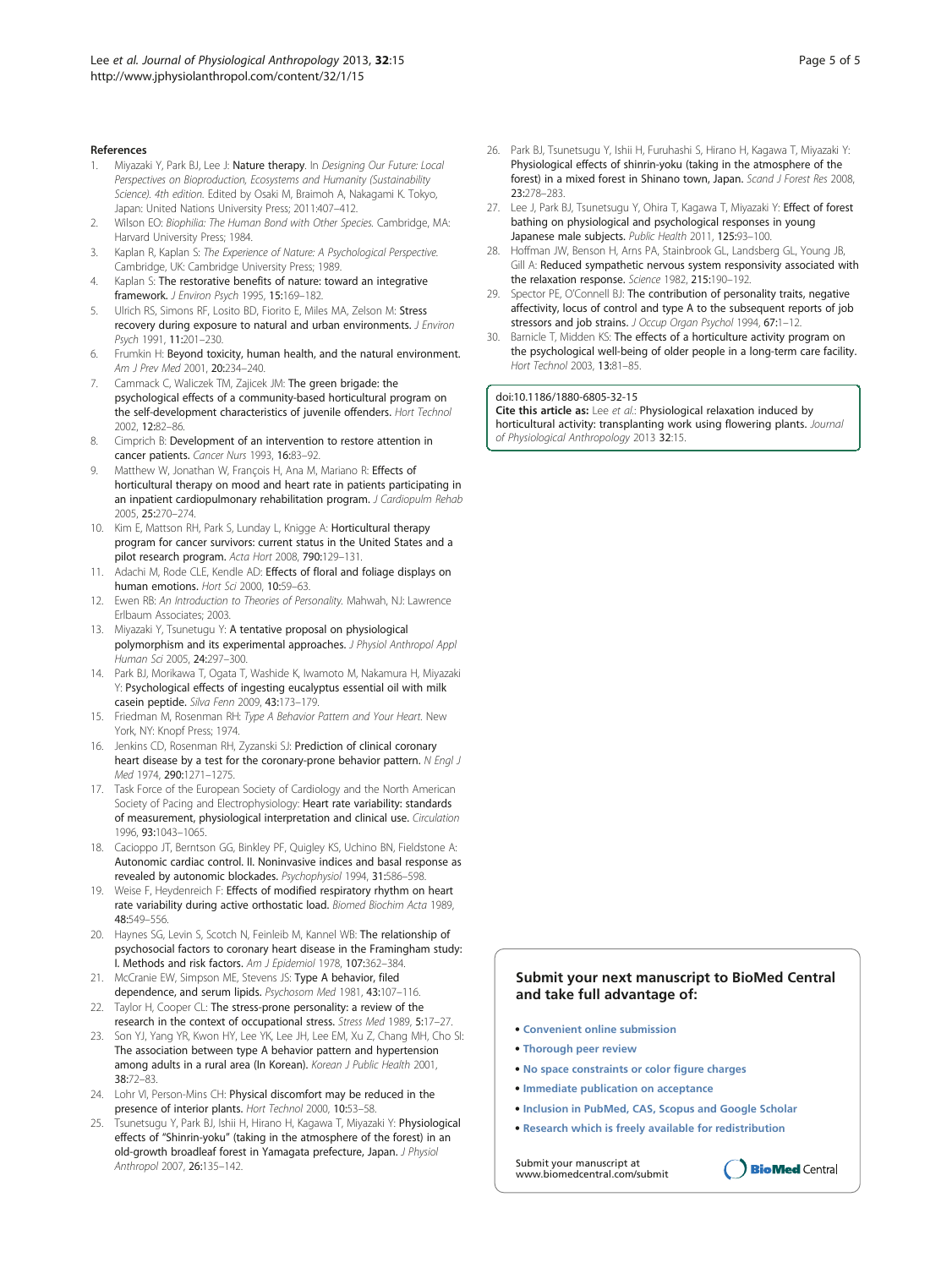## References

1. Miyazaki Y, Park BJ, Lee J: **Nature therapy**. In *Designing Our Future: Local Perspectives on Bioproduction, Ecosystems and Humanity (Sustainability Science). 4th edition*. Edited by Osaki M, Braimoh A, Nakagami K. Tokyo, Japan: United Nations University Press; 2011:407–412.
2. Wilson EO: *Biophilia: The Human Bond with Other Species*. Cambridge, MA: Harvard University Press; 1984.
3. Kaplan R, Kaplan S: *The Experience of Nature: A Psychological Perspective*. Cambridge, UK: Cambridge University Press; 1989.
4. Kaplan S: **The restorative benefits of nature: toward an integrative framework.** *J Environ Psych* 1995, **15**:169–182.
5. Ulrich RS, Simons RF, Losito BD, Fiorito E, Miles MA, Zelson M: **Stress recovery during exposure to natural and urban environments.** *J Environ Psych* 1991, **11**:201–230.
6. Frumkin H: **Beyond toxicity, human health, and the natural environment.** *Am J Prev Med* 2001, **20**:234–240.
7. Cammack C, Waliczek TM, Zajicek JM: **The green brigade: the psychological effects of a community-based horticultural program on the self-development characteristics of juvenile offenders.** *Hort Technol* 2002, **12**:82–86.
8. Cimprich B: **Development of an intervention to restore attention in cancer patients.** *Cancer Nurs* 1993, **16**:83–92.
9. Matthew W, Jonathan W, François H, Ana M, Mariano R: **Effects of horticultural therapy on mood and heart rate in patients participating in an inpatient cardiopulmonary rehabilitation program.** *J Cardiopulm Rehab* 2005, **25**:270–274.
10. Kim E, Mattson RH, Park S, Lunday L, Knigge A: **Horticultural therapy program for cancer survivors: current status in the United States and a pilot research program.** *Acta Hort* 2008, **790**:129–131.
11. Adachi M, Rode CLE, Kendle AD: **Effects of floral and foliage displays on human emotions.** *Hort Sci* 2000, **10**:59–63.
12. Ewen RB: *An Introduction to Theories of Personality*. Mahwah, NJ: Lawrence Erlbaum Associates; 2003.
13. Miyazaki Y, Tsunetugu Y: **A tentative proposal on physiological polymorphism and its experimental approaches.** *J Physiol Anthropol Appl Human Sci* 2005, **24**:297–300.
14. Park BJ, Morikawa T, Ogata T, Washide K, Iwamoto M, Nakamura H, Miyazaki Y: **Psychological effects of ingesting eucalyptus essential oil with milk casein peptide.** *Silva Fenn* 2009, **43**:173–179.
15. Friedman M, Rosenman RH: *Type A Behavior Pattern and Your Heart*. New York, NY: Knopf Press; 1974.
16. Jenkins CD, Rosenman RH, Zyzanski SJ: **Prediction of clinical coronary heart disease by a test for the coronary-prone behavior pattern.** *N Engl J Med* 1974, **290**:1271–1275.
17. Task Force of the European Society of Cardiology and the North American Society of Pacing and Electrophysiology: **Heart rate variability: standards of measurement, physiological interpretation and clinical use.** *Circulation* 1996, **93**:1043–1065.
18. Cacioppo JT, Berntson GG, Binkley PF, Quigley KS, Uchino BN, Fieldstone A: **Autonomic cardiac control. II. Noninvasive indices and basal response as revealed by autonomic blockades.** *Psychophysiol* 1994, **31**:586–598.
19. Weise F, Heydenreich F: **Effects of modified respiratory rhythm on heart rate variability during active orthostatic load.** *Biomed Biochim Acta* 1989, **48**:549–556.
20. Haynes SG, Levin S, Scotch N, Feinleib M, Kannel WB: **The relationship of psychosocial factors to coronary heart disease in the Framingham study: I. Methods and risk factors.** *Am J Epidemiol* 1978, **107**:362–384.
21. McCranie EW, Simpson ME, Stevens JS: **Type A behavior, filed dependence, and serum lipids.** *Psychosom Med* 1981, **43**:107–116.
22. Taylor H, Cooper CL: **The stress-prone personality: a review of the research in the context of occupational stress.** *Stress Med* 1989, **5**:17–27.
23. Son YJ, Yang YR, Kwon HY, Lee YK, Lee JH, Lee EM, Xu Z, Chang MH, Cho SI: **The association between type A behavior pattern and hypertension among adults in a rural area (In Korean).** *Korean J Public Health* 2001, **38**:72–83.
24. Lohr VI, Person-Mins CH: **Physical discomfort may be reduced in the presence of interior plants.** *Hort Technol* 2000, **10**:53–58.
25. Tsunetsugu Y, Park BJ, Ishii H, Hirano H, Kagawa T, Miyazaki Y: **Physiological effects of "Shinrin-yoku" (taking in the atmosphere of the forest) in an old-growth broadleaf forest in Yamagata prefecture, Japan.** *J Physiol Anthropol* 2007, **26**:135–142.
26. Park BJ, Tsunetsugu Y, Ishii H, Furuhashi S, Hirano H, Kagawa T, Miyazaki Y: **Physiological effects of shinrin-yoku (taking in the atmosphere of the forest) in a mixed forest in Shinano town, Japan.** *Scand J Forest Res* 2008, **23**:278–283.
27. Lee J, Park BJ, Tsunetsugu Y, Ohira T, Kagawa T, Miyazaki Y: **Effect of forest bathing on physiological and psychological responses in young Japanese male subjects.** *Public Health* 2011, **125**:93–100.
28. Hoffman JW, Benson H, Arns PA, Stainbrook GL, Landsberg GL, Young JB, Gill A: **Reduced sympathetic nervous system responsivity associated with the relaxation response.** *Science* 1982, **215**:190–192.
29. Spector PE, O'Connell BJ: **The contribution of personality traits, negative affectivity, locus of control and type A to the subsequent reports of job stressors and job strains.** *J Occup Organ Psychol* 1994, **67**:1–12.
30. Barnicle T, Midden KS: **The effects of a horticulture activity program on the psychological well-being of older people in a long-term care facility.** *Hort Technol* 2003, **13**:81–85.

doi:10.1186/1880-6805-32-15

**Cite this article as:** Lee *et al.*: Physiological relaxation induced by horticultural activity: transplanting work using flowering plants. *Journal of Physiological Anthropology* 2013 **32**:15.

**Submit your next manuscript to BioMed Central and take full advantage of:**

- **Convenient online submission**
- **Thorough peer review**
- **No space constraints or color figure charges**
- **Immediate publication on acceptance**
- **Inclusion in PubMed, CAS, Scopus and Google Scholar**
- **Research which is freely available for redistribution**

Submit your manuscript at www.biomedcentral.com/submit

BioMed Central